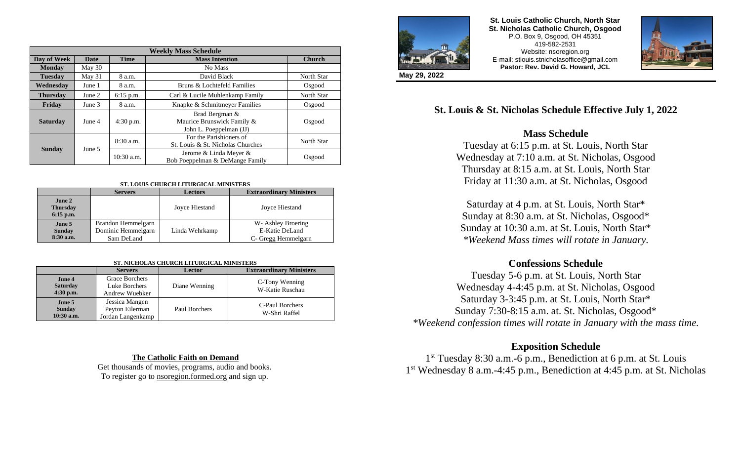**St. Louis Catholic Church, North Star**
**St. Nicholas Catholic Church, Osgood**
P.O. Box 9, Osgood, OH 45351
419-582-2531
Website: nsoregion.org
E-mail: stlouis.stnicholasoffice@gmail.com
**Pastor: Rev. David G. Howard, JCL**

**May 29, 2022**

| Weekly Mass Schedule | | | | |
|---|---|---|---|---|
| **Day of Week** | **Date** | **Time** | **Mass Intention** | **Church** |
| **Monday** | May 30 | | No Mass | |
| **Tuesday** | May 31 | 8 a.m. | David Black | North Star |
| **Wednesday** | June 1 | 8 a.m. | Bruns & Lochtefeld Families | Osgood |
| **Thursday** | June 2 | 6:15 p.m. | Carl & Lucile Muhlenkamp Family | North Star |
| **Friday** | June 3 | 8 a.m. | Knapke & Schmitmeyer Families | Osgood |
| **Saturday** | June 4 | 4:30 p.m. | Brad Bergman & Maurice Brunswick Family & John L. Poeppelman (JJ) | Osgood |
| **Sunday** | June 5 | 8:30 a.m. | For the Parishioners of St. Louis & St. Nicholas Churches | North Star |
| | | 10:30 a.m. | Jerome & Linda Meyer & Bob Poeppelman & DeMange Family | Osgood |

**ST. LOUIS CHURCH LITURGICAL MINISTERS**

| | Servers | Lectors | Extraordinary Ministers |
|---|---|---|---|
| **June 2 Thursday 6:15 p.m.** | | Joyce Hiestand | Joyce Hiestand |
| **June 5 Sunday 8:30 a.m.** | Brandon Hemmelgarn, Dominic Hemmelgarn, Sam DeLand | Linda Wehrkamp | W- Ashley Broering, E-Katie DeLand, C- Gregg Hemmelgarn |

**ST. NICHOLAS CHURCH LITURGICAL MINISTERS**

| | Servers | Lector | Extraordinary Ministers |
|---|---|---|---|
| **June 4 Saturday 4:30 p.m.** | Grace Borchers, Luke Borchers, Andrew Wuebker | Diane Wenning | C-Tony Wenning, W-Katie Ruschau |
| **June 5 Sunday 10:30 a.m.** | Jessica Mangen, Peyton Eilerman, Jordan Langenkamp | Paul Borchers | C-Paul Borchers, W-Shri Raffel |

**The Catholic Faith on Demand**

Get thousands of movies, programs, audio and books.
To register go to nsoregion.formed.org and sign up.

## St. Louis & St. Nicholas Schedule Effective July 1, 2022

### Mass Schedule

Tuesday at 6:15 p.m. at St. Louis, North Star
Wednesday at 7:10 a.m. at St. Nicholas, Osgood
Thursday at 8:15 a.m. at St. Louis, North Star
Friday at 11:30 a.m. at St. Nicholas, Osgood

Saturday at 4 p.m. at St. Louis, North Star*
Sunday at 8:30 a.m. at St. Nicholas, Osgood*
Sunday at 10:30 a.m. at St. Louis, North Star*
*\*Weekend Mass times will rotate in January.*

### Confessions Schedule

Tuesday 5-6 p.m. at St. Louis, North Star
Wednesday 4-4:45 p.m. at St. Nicholas, Osgood
Saturday 3-3:45 p.m. at St. Louis, North Star*
Sunday 7:30-8:15 a.m. at. St. Nicholas, Osgood*
*\*Weekend confession times will rotate in January with the mass time.*

### Exposition Schedule

1st Tuesday 8:30 a.m.-6 p.m., Benediction at 6 p.m. at St. Louis
1st Wednesday 8 a.m.-4:45 p.m., Benediction at 4:45 p.m. at St. Nicholas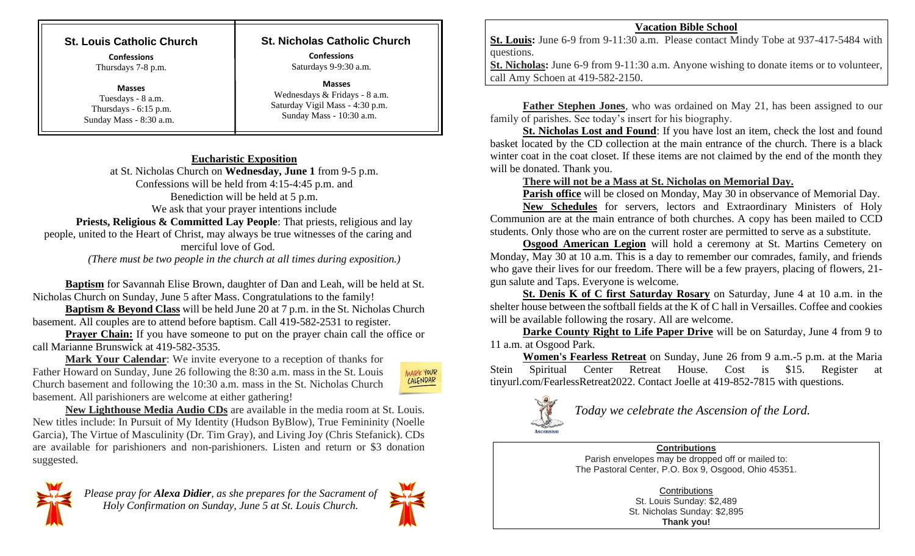## St. Louis Catholic Church

**Confessions**
Thursdays 7-8 p.m.

**Masses**
Tuesdays - 8 a.m.
Thursdays - 6:15 p.m.
Sunday Mass - 8:30 a.m.

## St. Nicholas Catholic Church

**Confessions**
Saturdays 9-9:30 a.m.

**Masses**
Wednesdays & Fridays - 8 a.m.
Saturday Vigil Mass - 4:30 p.m.
Sunday Mass - 10:30 a.m.

**Eucharistic Exposition**

at St. Nicholas Church on **Wednesday, June 1** from 9-5 p.m.
Confessions will be held from 4:15-4:45 p.m. and
Benediction will be held at 5 p.m.
We ask that your prayer intentions include

**Priests, Religious & Committed Lay People**: That priests, religious and lay people, united to the Heart of Christ, may always be true witnesses of the caring and merciful love of God.

*(There must be two people in the church at all times during exposition.)*

**Baptism** for Savannah Elise Brown, daughter of Dan and Leah, will be held at St. Nicholas Church on Sunday, June 5 after Mass. Congratulations to the family!

**Baptism & Beyond Class** will be held June 20 at 7 p.m. in the St. Nicholas Church basement. All couples are to attend before baptism. Call 419-582-2531 to register.

**Prayer Chain:** If you have someone to put on the prayer chain call the office or call Marianne Brunswick at 419-582-3535.

**Mark Your Calendar**: We invite everyone to a reception of thanks for Father Howard on Sunday, June 26 following the 8:30 a.m. mass in the St. Louis Church basement and following the 10:30 a.m. mass in the St. Nicholas Church basement. All parishioners are welcome at either gathering!

**New Lighthouse Media Audio CDs** are available in the media room at St. Louis. New titles include: In Pursuit of My Identity (Hudson ByBlow), True Femininity (Noelle Garcia), The Virtue of Masculinity (Dr. Tim Gray), and Living Joy (Chris Stefanick). CDs are available for parishioners and non-parishioners. Listen and return or $3 donation suggested.

*Please pray for **Alexa Didier**, as she prepares for the Sacrament of Holy Confirmation on Sunday, June 5 at St. Louis Church.*

**Vacation Bible School**

**St. Louis:** June 6-9 from 9-11:30 a.m. Please contact Mindy Tobe at 937-417-5484 with questions.
**St. Nicholas:** June 6-9 from 9-11:30 a.m. Anyone wishing to donate items or to volunteer, call Amy Schoen at 419-582-2150.

**Father Stephen Jones**, who was ordained on May 21, has been assigned to our family of parishes. See today's insert for his biography.

**St. Nicholas Lost and Found**: If you have lost an item, check the lost and found basket located by the CD collection at the main entrance of the church. There is a black winter coat in the coat closet. If these items are not claimed by the end of the month they will be donated. Thank you.

**There will not be a Mass at St. Nicholas on Memorial Day.**

**Parish office** will be closed on Monday, May 30 in observance of Memorial Day.

**New Schedules** for servers, lectors and Extraordinary Ministers of Holy Communion are at the main entrance of both churches. A copy has been mailed to CCD students. Only those who are on the current roster are permitted to serve as a substitute.

**Osgood American Legion** will hold a ceremony at St. Martins Cemetery on Monday, May 30 at 10 a.m. This is a day to remember our comrades, family, and friends who gave their lives for our freedom. There will be a few prayers, placing of flowers, 21-gun salute and Taps. Everyone is welcome.

**St. Denis K of C first Saturday Rosary** on Saturday, June 4 at 10 a.m. in the shelter house between the softball fields at the K of C hall in Versailles. Coffee and cookies will be available following the rosary. All are welcome.

**Darke County Right to Life Paper Drive** will be on Saturday, June 4 from 9 to 11 a.m. at Osgood Park.

**Women's Fearless Retreat** on Sunday, June 26 from 9 a.m.-5 p.m. at the Maria Stein Spiritual Center Retreat House. Cost is $15. Register at tinyurl.com/FearlessRetreat2022. Contact Joelle at 419-852-7815 with questions.

*Today we celebrate the Ascension of the Lord.*

**Contributions**

Parish envelopes may be dropped off or mailed to:
The Pastoral Center, P.O. Box 9, Osgood, Ohio 45351.

Contributions
St. Louis Sunday: $2,489
St. Nicholas Sunday: $2,895
**Thank you!**